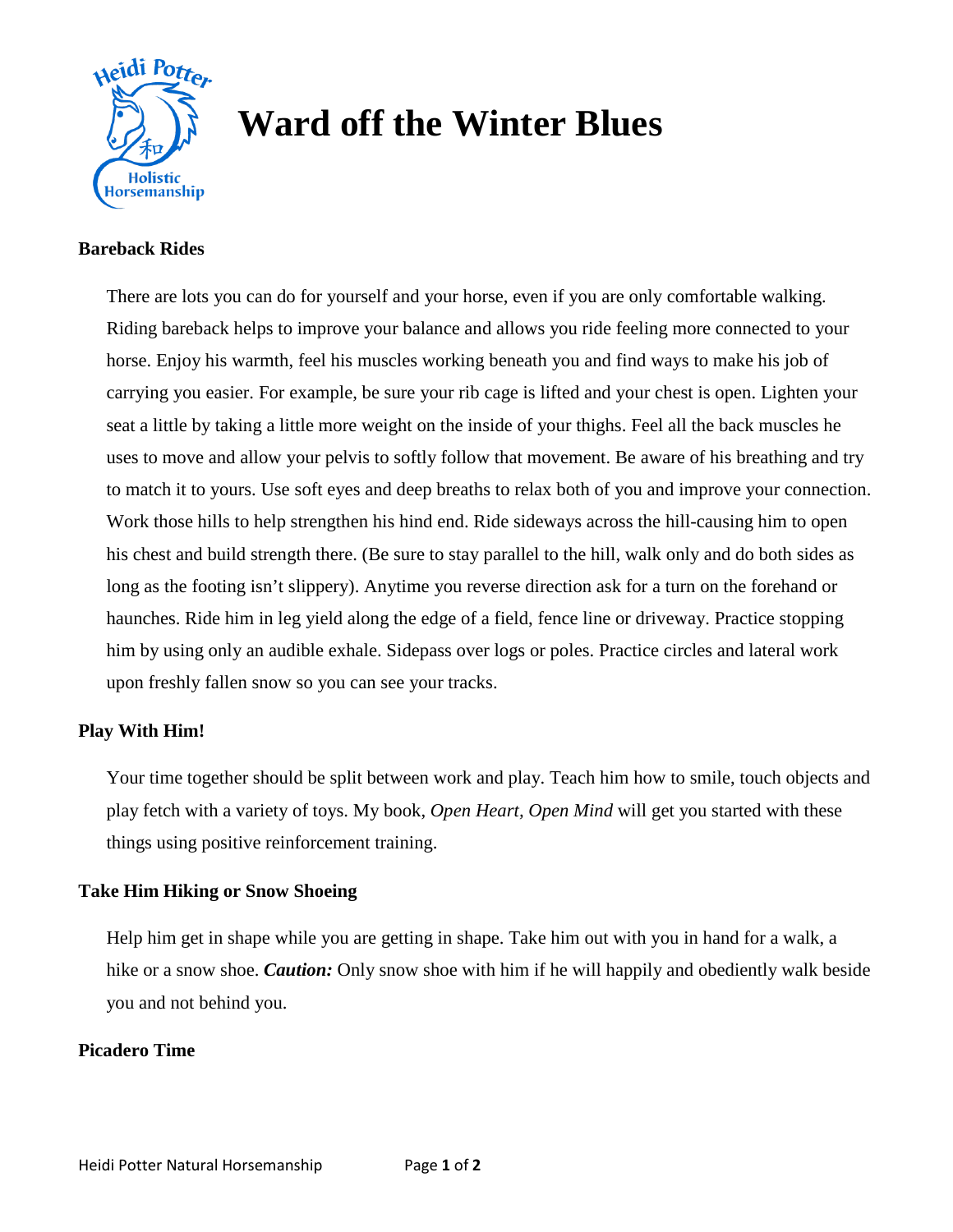# Ward off the Winter Blues

### Bareback Rides

There are lots you can do for yourself and your horse, even if you are only comfortable walking. Riding bareback helps to improve your balance and allows you ride feeling more connected to your horse. Enjoy his warmth, feel his muscles working beneath you and find ways to make his job of carrying you easier. For example, be sure your rib cage is lifted and your chest is open. Lighten your seat a little by taking a little more weight on the inside of your thighs. Feel all the back muscles he uses to move and allow your pelvis to softly follow that movement. Be aware of his breathing and try to match it to yours. Use soft eyes and deep breaths to relax both of you and improve your connection. Work those hills to help strengthen his hind end. Ride sideways across the hill-causing him to open his chest and build strength there. (Be sure to stay parallel to the hill, walk only and do both sides as long as the footing isn't slippery). Anytime you reverse direction ask for a turn on the forehand or haunches. Ride him in leg yield along the edge of a field, fence line or driveway. Practice stopping him by using only an audible exhale. Sidepass over logs or poles. Practice circles and lateral work upon freshly fallen snow so you can see your tracks.

### Play With Him!

Your time together should be split between work and play. Teach him how to smile, touch objects and play fetch with a variety of toys. My book, *Open Heart, Open Mind* will get you started with these things using positive reinforcement training.

### Take Him Hiking or Snow Shoeing

Help him get in shape while you are getting in shape. Take him out with you in hand for a walk, a hike or a snow shoe. ***Caution:*** Only snow shoe with him if he will happily and obediently walk beside you and not behind you.

### Picadero Time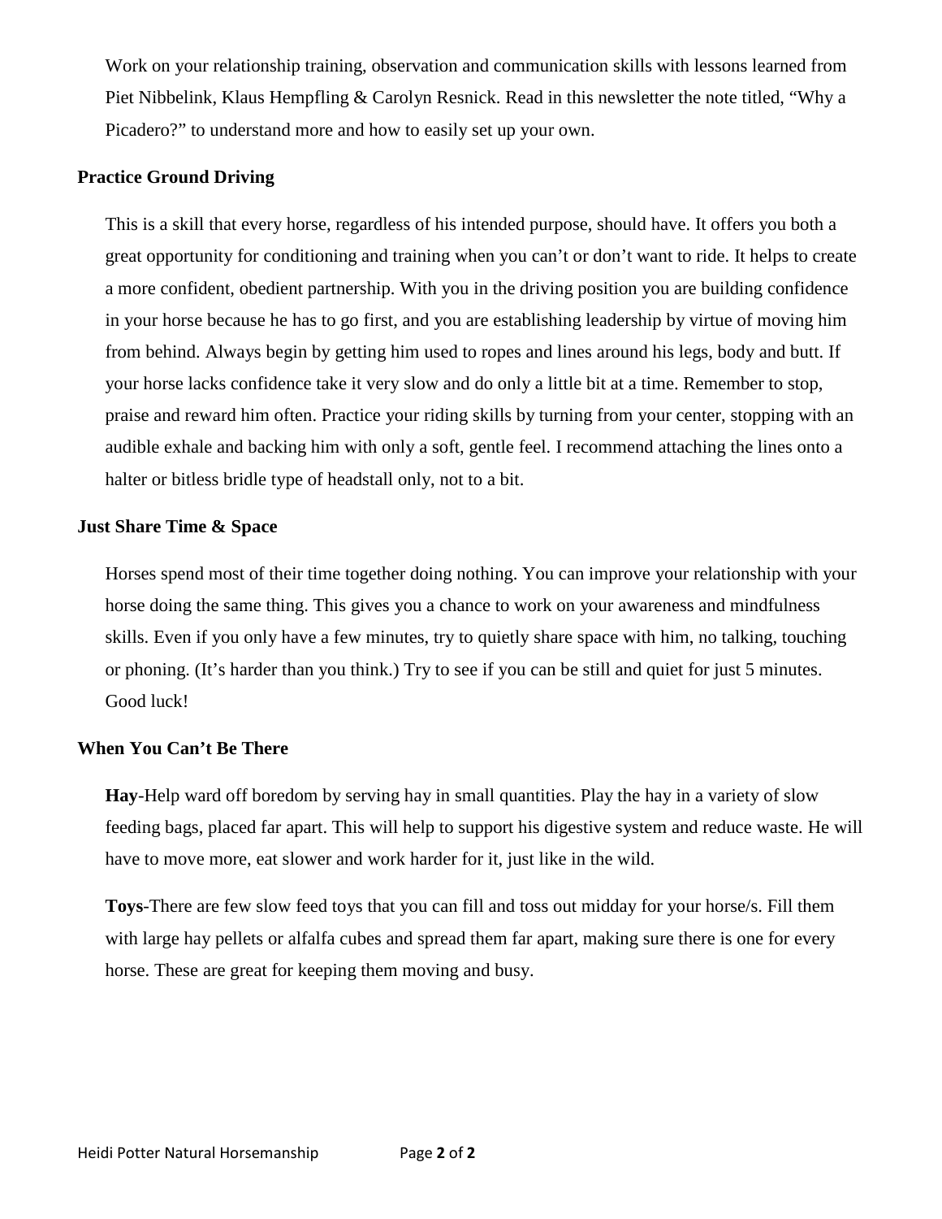Work on your relationship training, observation and communication skills with lessons learned from Piet Nibbelink, Klaus Hempfling & Carolyn Resnick. Read in this newsletter the note titled, "Why a Picadero?" to understand more and how to easily set up your own.

### Practice Ground Driving

This is a skill that every horse, regardless of his intended purpose, should have. It offers you both a great opportunity for conditioning and training when you can't or don't want to ride. It helps to create a more confident, obedient partnership. With you in the driving position you are building confidence in your horse because he has to go first, and you are establishing leadership by virtue of moving him from behind. Always begin by getting him used to ropes and lines around his legs, body and butt. If your horse lacks confidence take it very slow and do only a little bit at a time. Remember to stop, praise and reward him often. Practice your riding skills by turning from your center, stopping with an audible exhale and backing him with only a soft, gentle feel. I recommend attaching the lines onto a halter or bitless bridle type of headstall only, not to a bit.

### Just Share Time & Space

Horses spend most of their time together doing nothing. You can improve your relationship with your horse doing the same thing. This gives you a chance to work on your awareness and mindfulness skills. Even if you only have a few minutes, try to quietly share space with him, no talking, touching or phoning. (It's harder than you think.) Try to see if you can be still and quiet for just 5 minutes. Good luck!

### When You Can't Be There

**Hay**-Help ward off boredom by serving hay in small quantities. Play the hay in a variety of slow feeding bags, placed far apart. This will help to support his digestive system and reduce waste. He will have to move more, eat slower and work harder for it, just like in the wild.

**Toys**-There are few slow feed toys that you can fill and toss out midday for your horse/s. Fill them with large hay pellets or alfalfa cubes and spread them far apart, making sure there is one for every horse. These are great for keeping them moving and busy.